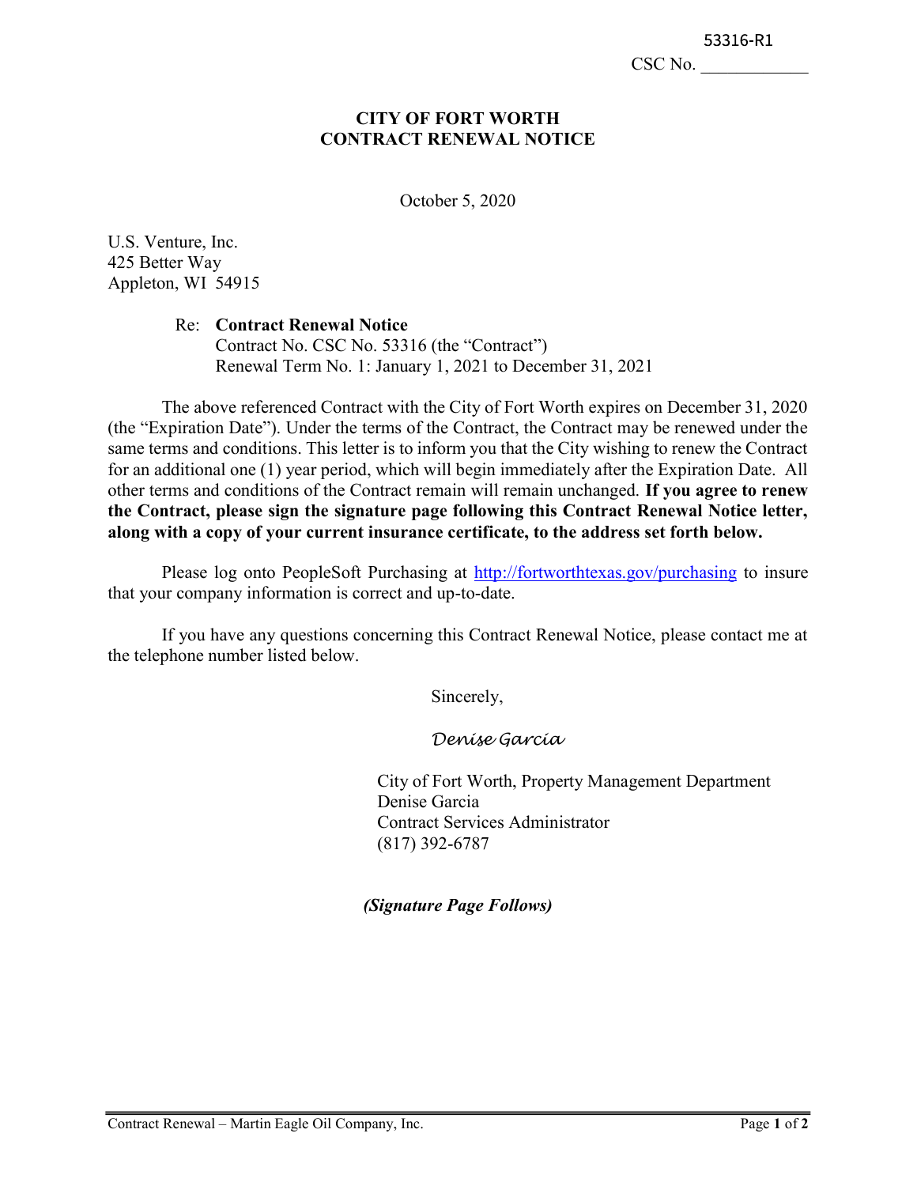53316-R1

CSC No. ____________

# CITY OF FORT WORTH
# CONTRACT RENEWAL NOTICE

October 5, 2020

U.S. Venture, Inc.
425 Better Way
Appleton, WI 54915

Re: **Contract Renewal Notice**
Contract No. CSC No. 53316 (the "Contract")
Renewal Term No. 1: January 1, 2021 to December 31, 2021

The above referenced Contract with the City of Fort Worth expires on December 31, 2020 (the "Expiration Date"). Under the terms of the Contract, the Contract may be renewed under the same terms and conditions. This letter is to inform you that the City wishing to renew the Contract for an additional one (1) year period, which will begin immediately after the Expiration Date. All other terms and conditions of the Contract remain will remain unchanged. **If you agree to renew the Contract, please sign the signature page following this Contract Renewal Notice letter, along with a copy of your current insurance certificate, to the address set forth below.**

Please log onto PeopleSoft Purchasing at [http://fortworthtexas.gov/purchasing](http://fortworthtexas.gov/purchasing) to insure that your company information is correct and up-to-date.

If you have any questions concerning this Contract Renewal Notice, please contact me at the telephone number listed below.

Sincerely,

*Denise Garcia*

City of Fort Worth, Property Management Department
Denise Garcia
Contract Services Administrator
(817) 392-6787

***(Signature Page Follows)***

Contract Renewal – Martin Eagle Oil Company, Inc.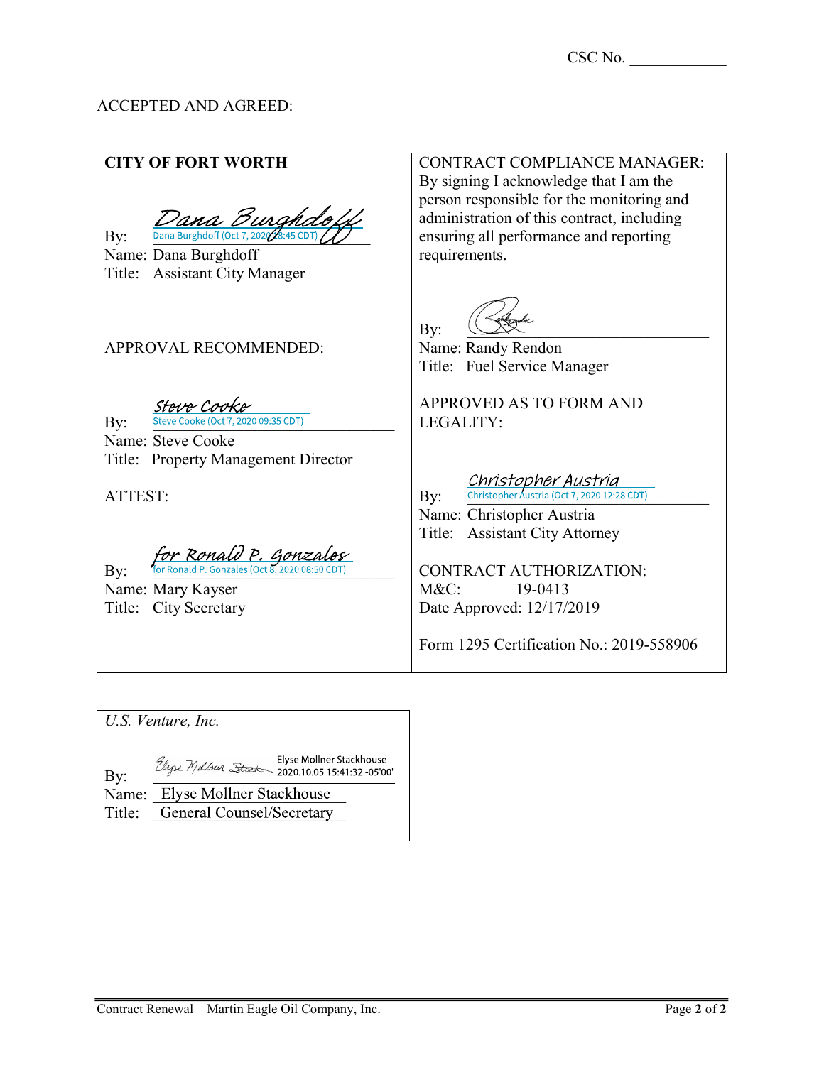CSC No. ____________

ACCEPTED AND AGREED:

| **CITY OF FORT WORTH** | CONTRACT COMPLIANCE MANAGER: By signing I acknowledge that I am the person responsible for the monitoring and administration of this contract, including ensuring all performance and reporting requirements. |
|---|---|
| By: Dana Burghdoff (Oct 7, 2020 08:45 CDT)<br>Name: Dana Burghdoff<br>Title: Assistant City Manager | By: ________________<br>Name: Randy Rendon<br>Title: Fuel Service Manager |
| APPROVAL RECOMMENDED:<br><br>By: Steve Cooke (Oct 7, 2020 09:35 CDT)<br>Name: Steve Cooke<br>Title: Property Management Director | APPROVED AS TO FORM AND LEGALITY:<br><br>By: Christopher Austria (Oct 7, 2020 12:28 CDT)<br>Name: Christopher Austria<br>Title: Assistant City Attorney |
| ATTEST:<br><br>By: for Ronald P. Gonzales (Oct 8, 2020 08:50 CDT)<br>Name: Mary Kayser<br>Title: City Secretary | CONTRACT AUTHORIZATION:<br>M&C: 19-0413<br>Date Approved: 12/17/2019<br><br>Form 1295 Certification No.: 2019-558906 |

| *U.S. Venture, Inc.* |
|---|
| By: Elyse Mollner Stackhouse 2020.10.05 15:41:32 -05'00'<br>Name: Elyse Mollner Stackhouse<br>Title: General Counsel/Secretary |

Contract Renewal – Martin Eagle Oil Company, Inc.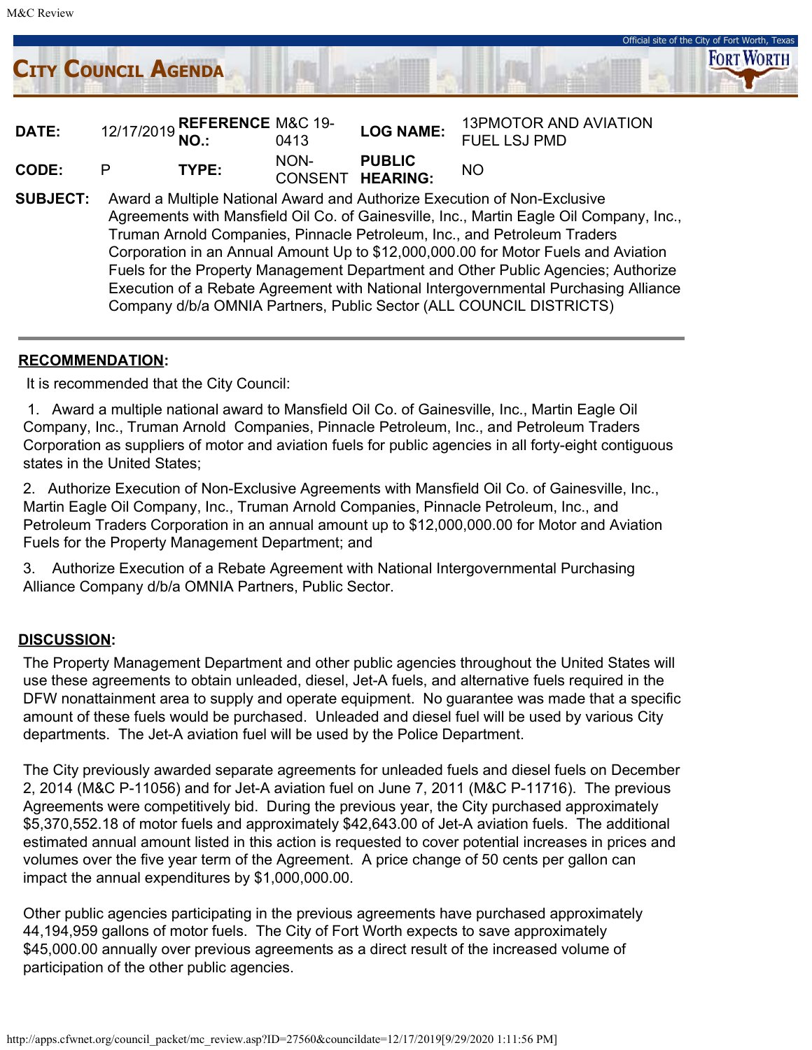# City Council Agenda

| DATE: | 12/17/2019 | REFERENCE NO.: | M&C 19-0413 | LOG NAME: | 13PMOTOR AND AVIATION FUEL LSJ PMD |
|---|---|---|---|---|---|
| CODE: | P | TYPE: | NON-CONSENT | PUBLIC HEARING: | NO |

**SUBJECT:** Award a Multiple National Award and Authorize Execution of Non-Exclusive Agreements with Mansfield Oil Co. of Gainesville, Inc., Martin Eagle Oil Company, Inc., Truman Arnold Companies, Pinnacle Petroleum, Inc., and Petroleum Traders Corporation in an Annual Amount Up to $12,000,000.00 for Motor Fuels and Aviation Fuels for the Property Management Department and Other Public Agencies; Authorize Execution of a Rebate Agreement with National Intergovernmental Purchasing Alliance Company d/b/a OMNIA Partners, Public Sector (ALL COUNCIL DISTRICTS)

## RECOMMENDATION:

It is recommended that the City Council:

1. Award a multiple national award to Mansfield Oil Co. of Gainesville, Inc., Martin Eagle Oil Company, Inc., Truman Arnold Companies, Pinnacle Petroleum, Inc., and Petroleum Traders Corporation as suppliers of motor and aviation fuels for public agencies in all forty-eight contiguous states in the United States;

2. Authorize Execution of Non-Exclusive Agreements with Mansfield Oil Co. of Gainesville, Inc., Martin Eagle Oil Company, Inc., Truman Arnold Companies, Pinnacle Petroleum, Inc., and Petroleum Traders Corporation in an annual amount up to $12,000,000.00 for Motor and Aviation Fuels for the Property Management Department; and

3. Authorize Execution of a Rebate Agreement with National Intergovernmental Purchasing Alliance Company d/b/a OMNIA Partners, Public Sector.

## DISCUSSION:

The Property Management Department and other public agencies throughout the United States will use these agreements to obtain unleaded, diesel, Jet-A fuels, and alternative fuels required in the DFW nonattainment area to supply and operate equipment. No guarantee was made that a specific amount of these fuels would be purchased. Unleaded and diesel fuel will be used by various City departments. The Jet-A aviation fuel will be used by the Police Department.

The City previously awarded separate agreements for unleaded fuels and diesel fuels on December 2, 2014 (M&C P-11056) and for Jet-A aviation fuel on June 7, 2011 (M&C P-11716). The previous Agreements were competitively bid. During the previous year, the City purchased approximately $5,370,552.18 of motor fuels and approximately $42,643.00 of Jet-A aviation fuels. The additional estimated annual amount listed in this action is requested to cover potential increases in prices and volumes over the five year term of the Agreement. A price change of 50 cents per gallon can impact the annual expenditures by $1,000,000.00.

Other public agencies participating in the previous agreements have purchased approximately 44,194,959 gallons of motor fuels. The City of Fort Worth expects to save approximately $45,000.00 annually over previous agreements as a direct result of the increased volume of participation of the other public agencies.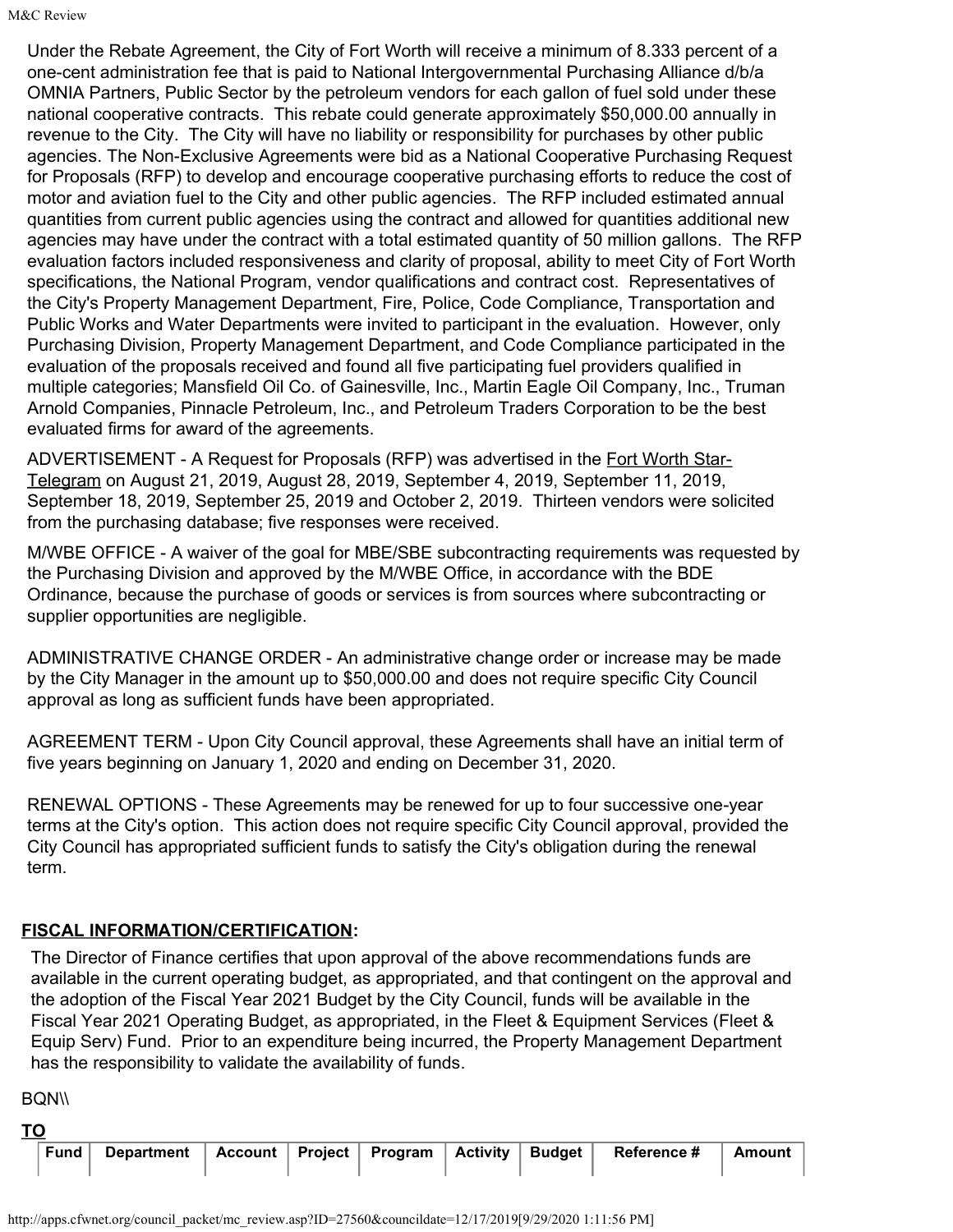Under the Rebate Agreement, the City of Fort Worth will receive a minimum of 8.333 percent of a one-cent administration fee that is paid to National Intergovernmental Purchasing Alliance d/b/a OMNIA Partners, Public Sector by the petroleum vendors for each gallon of fuel sold under these national cooperative contracts. This rebate could generate approximately $50,000.00 annually in revenue to the City. The City will have no liability or responsibility for purchases by other public agencies. The Non-Exclusive Agreements were bid as a National Cooperative Purchasing Request for Proposals (RFP) to develop and encourage cooperative purchasing efforts to reduce the cost of motor and aviation fuel to the City and other public agencies. The RFP included estimated annual quantities from current public agencies using the contract and allowed for quantities additional new agencies may have under the contract with a total estimated quantity of 50 million gallons. The RFP evaluation factors included responsiveness and clarity of proposal, ability to meet City of Fort Worth specifications, the National Program, vendor qualifications and contract cost. Representatives of the City's Property Management Department, Fire, Police, Code Compliance, Transportation and Public Works and Water Departments were invited to participant in the evaluation. However, only Purchasing Division, Property Management Department, and Code Compliance participated in the evaluation of the proposals received and found all five participating fuel providers qualified in multiple categories; Mansfield Oil Co. of Gainesville, Inc., Martin Eagle Oil Company, Inc., Truman Arnold Companies, Pinnacle Petroleum, Inc., and Petroleum Traders Corporation to be the best evaluated firms for award of the agreements.

ADVERTISEMENT - A Request for Proposals (RFP) was advertised in the Fort Worth Star-Telegram on August 21, 2019, August 28, 2019, September 4, 2019, September 11, 2019, September 18, 2019, September 25, 2019 and October 2, 2019. Thirteen vendors were solicited from the purchasing database; five responses were received.

M/WBE OFFICE - A waiver of the goal for MBE/SBE subcontracting requirements was requested by the Purchasing Division and approved by the M/WBE Office, in accordance with the BDE Ordinance, because the purchase of goods or services is from sources where subcontracting or supplier opportunities are negligible.

ADMINISTRATIVE CHANGE ORDER - An administrative change order or increase may be made by the City Manager in the amount up to $50,000.00 and does not require specific City Council approval as long as sufficient funds have been appropriated.

AGREEMENT TERM - Upon City Council approval, these Agreements shall have an initial term of five years beginning on January 1, 2020 and ending on December 31, 2020.

RENEWAL OPTIONS - These Agreements may be renewed for up to four successive one-year terms at the City's option. This action does not require specific City Council approval, provided the City Council has appropriated sufficient funds to satisfy the City's obligation during the renewal term.

## FISCAL INFORMATION/CERTIFICATION:

The Director of Finance certifies that upon approval of the above recommendations funds are available in the current operating budget, as appropriated, and that contingent on the approval and the adoption of the Fiscal Year 2021 Budget by the City Council, funds will be available in the Fiscal Year 2021 Operating Budget, as appropriated, in the Fleet & Equipment Services (Fleet & Equip Serv) Fund. Prior to an expenditure being incurred, the Property Management Department has the responsibility to validate the availability of funds.

BQN\\

**TO**

| Fund | Department | Account | Project | Program | Activity | Budget | Reference # | Amount |
|---|---|---|---|---|---|---|---|---|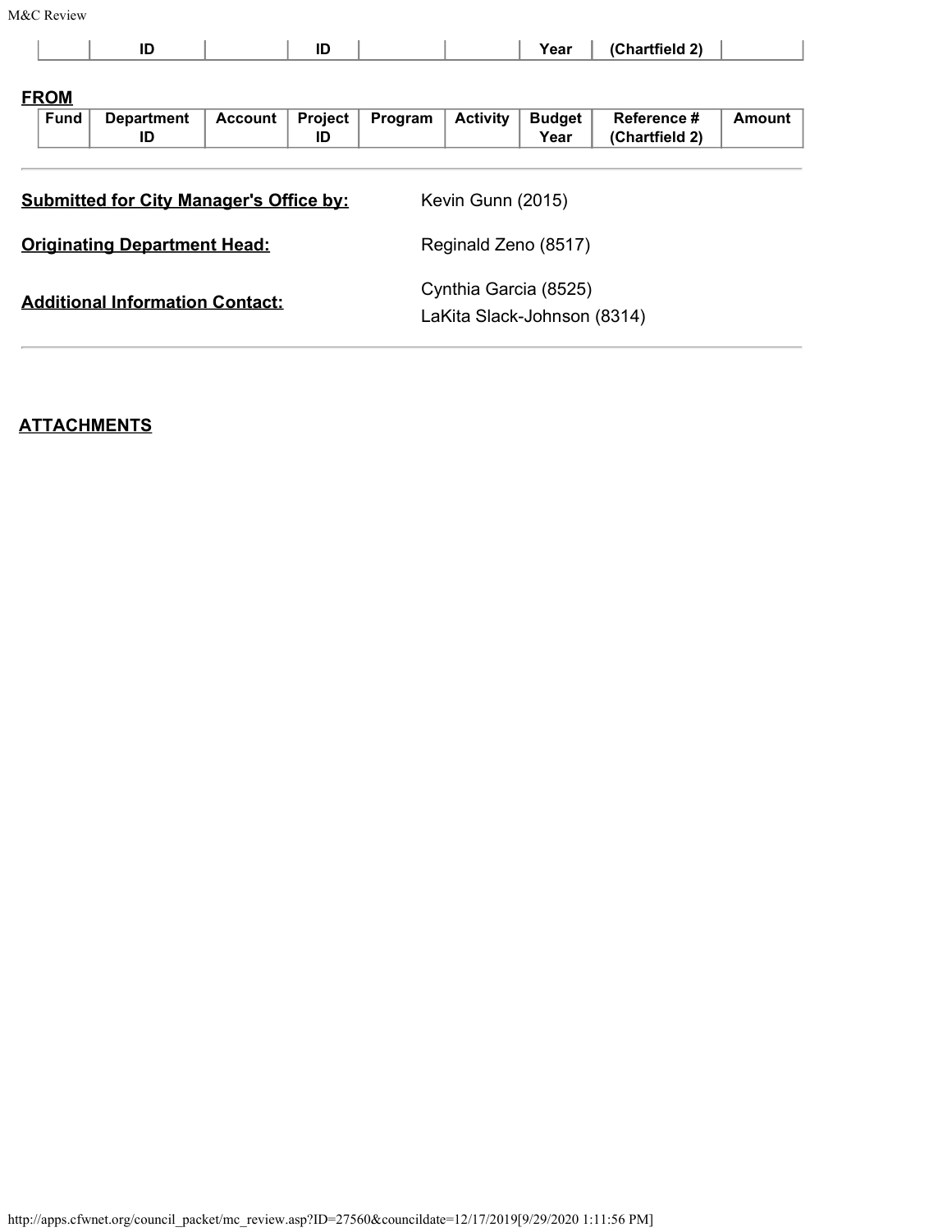| | | | | | | | | |
|---|---|---|---|---|---|---|---|---|
| | ID | | ID | | | Year | (Chartfield 2) | |

**FROM**

| Fund | Department ID | Account | Project ID | Program | Activity | Budget Year | Reference # (Chartfield 2) | Amount |
|---|---|---|---|---|---|---|---|---|

---

**Submitted for City Manager's Office by:** Kevin Gunn (2015)

**Originating Department Head:** Reginald Zeno (8517)

**Additional Information Contact:** Cynthia Garcia (8525)
LaKita Slack-Johnson (8314)

---

**ATTACHMENTS**